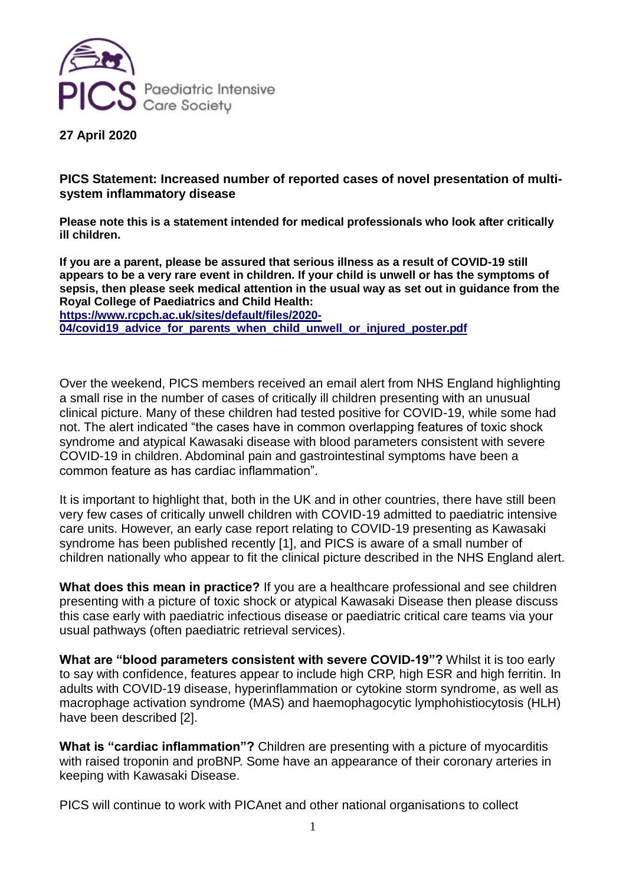PICS Paediatric Intensive Care Society

**27 April 2020**

**PICS Statement: Increased number of reported cases of novel presentation of multi-system inflammatory disease**

**Please note this is a statement intended for medical professionals who look after critically ill children.**

**If you are a parent, please be assured that serious illness as a result of COVID-19 still appears to be a very rare event in children. If your child is unwell or has the symptoms of sepsis, then please seek medical attention in the usual way as set out in guidance from the Royal College of Paediatrics and Child Health: [https://www.rcpch.ac.uk/sites/default/files/2020-04/covid19_advice_for_parents_when_child_unwell_or_injured_poster.pdf](https://www.rcpch.ac.uk/sites/default/files/2020-04/covid19_advice_for_parents_when_child_unwell_or_injured_poster.pdf)**

Over the weekend, PICS members received an email alert from NHS England highlighting a small rise in the number of cases of critically ill children presenting with an unusual clinical picture. Many of these children had tested positive for COVID-19, while some had not. The alert indicated "the cases have in common overlapping features of toxic shock syndrome and atypical Kawasaki disease with blood parameters consistent with severe COVID-19 in children. Abdominal pain and gastrointestinal symptoms have been a common feature as has cardiac inflammation".

It is important to highlight that, both in the UK and in other countries, there have still been very few cases of critically unwell children with COVID-19 admitted to paediatric intensive care units. However, an early case report relating to COVID-19 presenting as Kawasaki syndrome has been published recently [1], and PICS is aware of a small number of children nationally who appear to fit the clinical picture described in the NHS England alert.

**What does this mean in practice?** If you are a healthcare professional and see children presenting with a picture of toxic shock or atypical Kawasaki Disease then please discuss this case early with paediatric infectious disease or paediatric critical care teams via your usual pathways (often paediatric retrieval services).

**What are "blood parameters consistent with severe COVID-19"?** Whilst it is too early to say with confidence, features appear to include high CRP, high ESR and high ferritin. In adults with COVID-19 disease, hyperinflammation or cytokine storm syndrome, as well as macrophage activation syndrome (MAS) and haemophagocytic lymphohistiocytosis (HLH) have been described [2].

**What is "cardiac inflammation"?** Children are presenting with a picture of myocarditis with raised troponin and proBNP. Some have an appearance of their coronary arteries in keeping with Kawasaki Disease.

PICS will continue to work with PICAnet and other national organisations to collect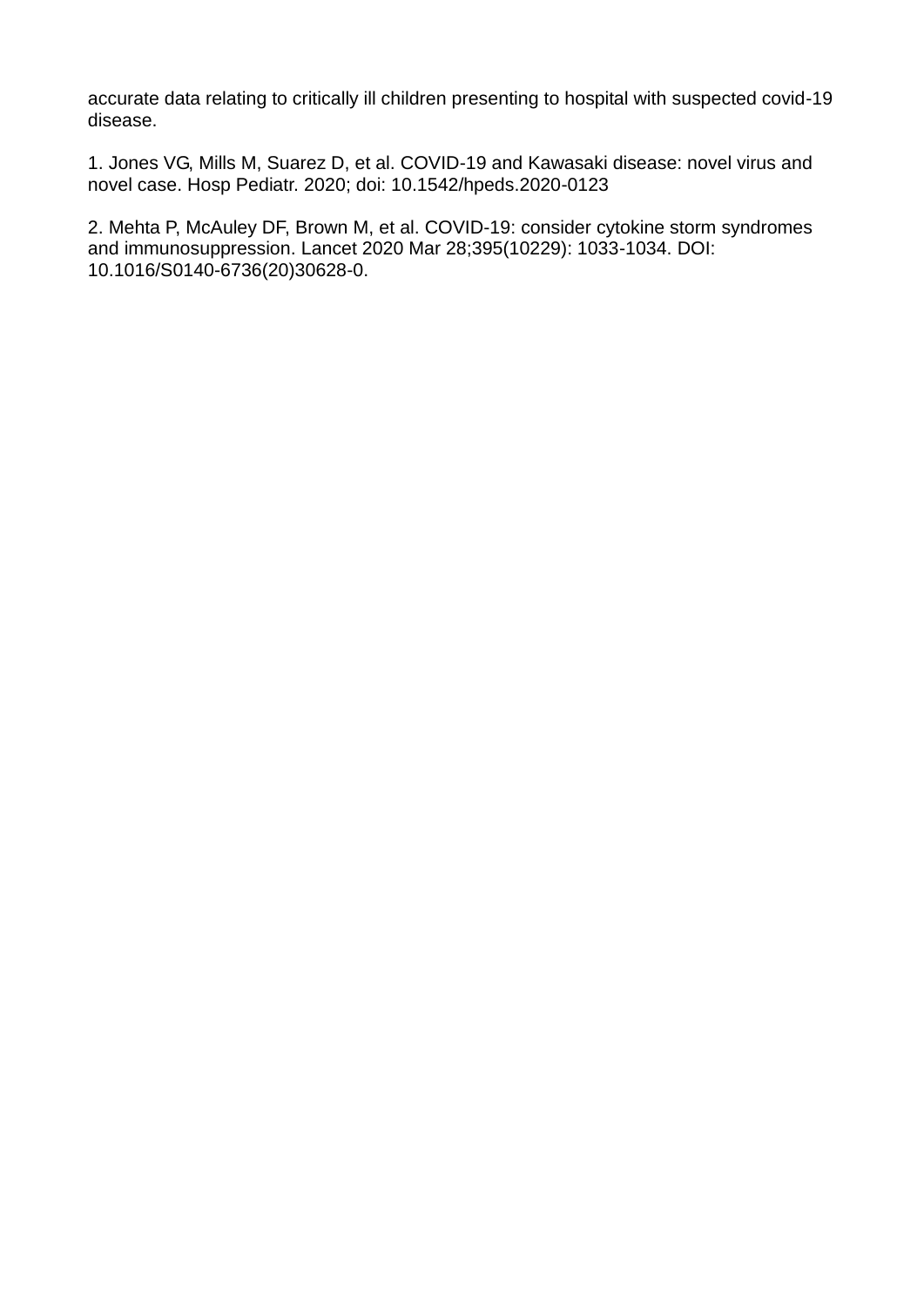accurate data relating to critically ill children presenting to hospital with suspected covid-19 disease.

1. Jones VG, Mills M, Suarez D, et al. COVID-19 and Kawasaki disease: novel virus and novel case. Hosp Pediatr. 2020; doi: 10.1542/hpeds.2020-0123

2. Mehta P, McAuley DF, Brown M, et al. COVID-19: consider cytokine storm syndromes and immunosuppression. Lancet 2020 Mar 28;395(10229): 1033-1034. DOI: 10.1016/S0140-6736(20)30628-0.